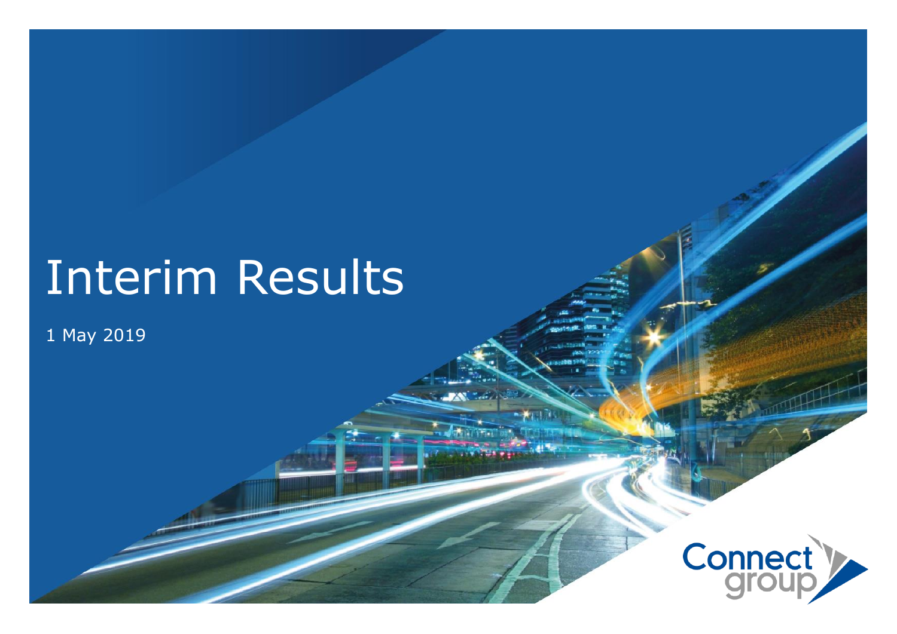# Interim Results

1 May 2019

Connect group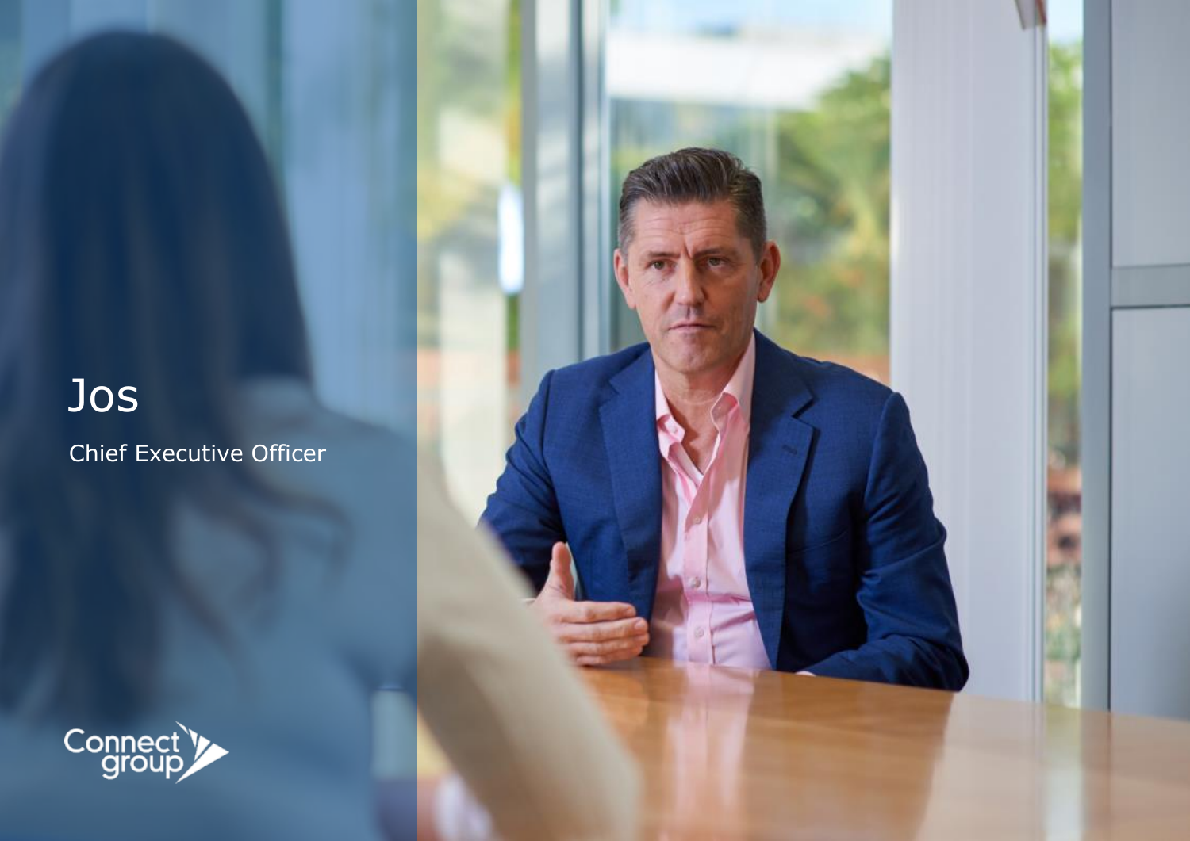# Jos

Chief Executive Officer

Connect group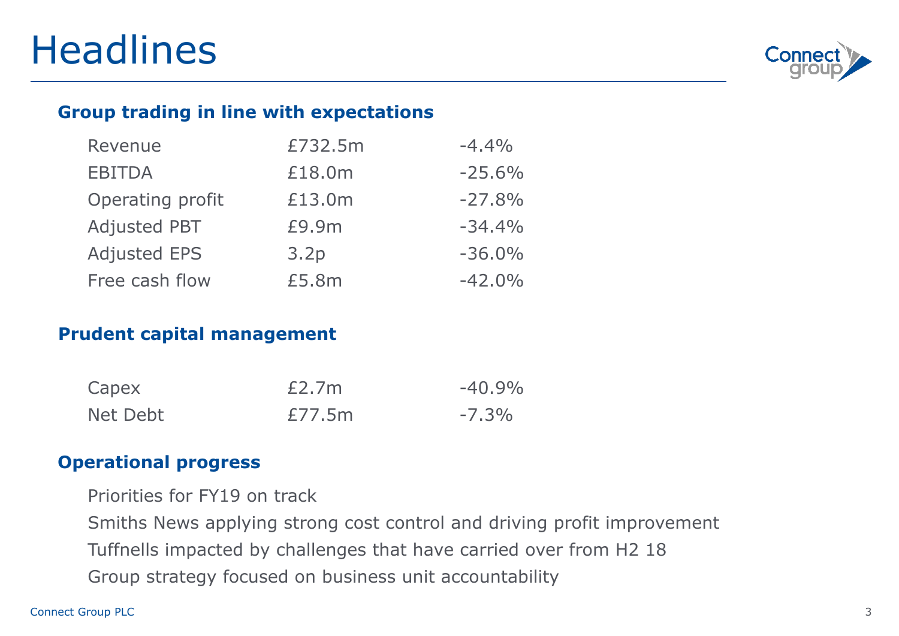# Headlines

### Group trading in line with expectations

| | | |
|---|---|---|
| Revenue | £732.5m | -4.4% |
| EBITDA | £18.0m | -25.6% |
| Operating profit | £13.0m | -27.8% |
| Adjusted PBT | £9.9m | -34.4% |
| Adjusted EPS | 3.2p | -36.0% |
| Free cash flow | £5.8m | -42.0% |

### Prudent capital management

| | | |
|---|---|---|
| Capex | £2.7m | -40.9% |
| Net Debt | £77.5m | -7.3% |

### Operational progress

Priorities for FY19 on track

Smiths News applying strong cost control and driving profit improvement

Tuffnells impacted by challenges that have carried over from H2 18

Group strategy focused on business unit accountability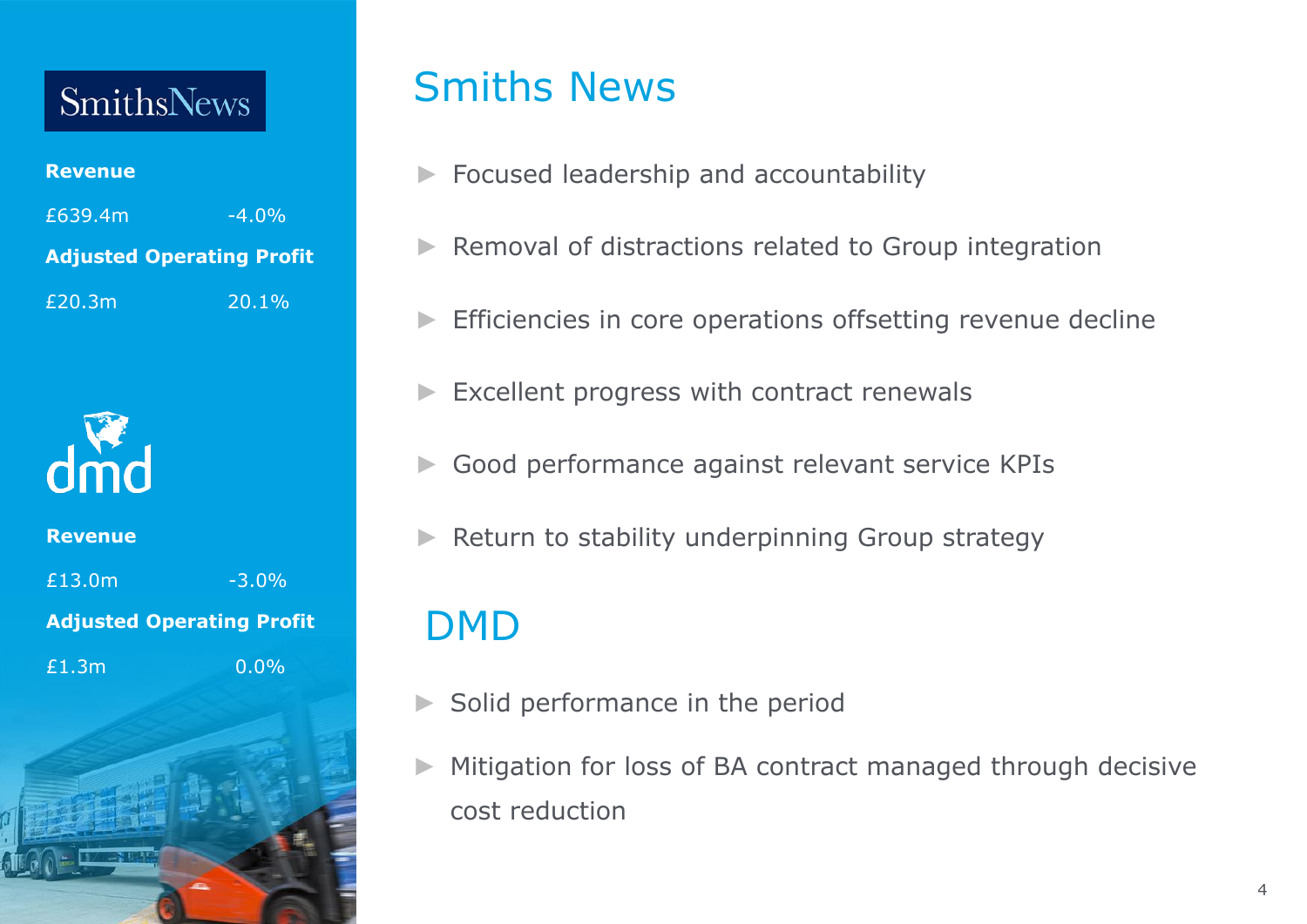**SmithsNews**

| Revenue | |
|---|---|
| £639.4m | -4.0% |
| **Adjusted Operating Profit** | |
| £20.3m | 20.1% |

**dmd**

| Revenue | |
|---|---|
| £13.0m | -3.0% |
| **Adjusted Operating Profit** | |
| £1.3m | 0.0% |

# Smiths News

- Focused leadership and accountability
- Removal of distractions related to Group integration
- Efficiencies in core operations offsetting revenue decline
- Excellent progress with contract renewals
- Good performance against relevant service KPIs
- Return to stability underpinning Group strategy

# DMD

- Solid performance in the period
- Mitigation for loss of BA contract managed through decisive cost reduction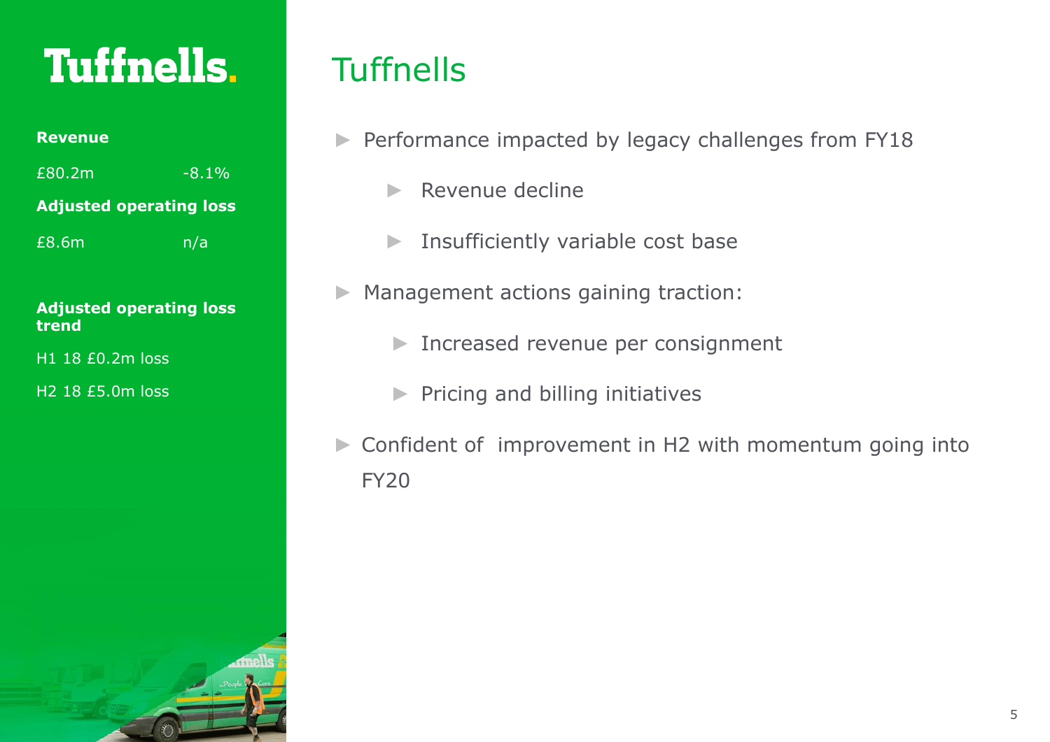# Tuffnells

**Revenue**

| | |
|---|---|
| £80.2m | -8.1% |

**Adjusted operating loss**

| | |
|---|---|
| £8.6m | n/a |

**Adjusted operating loss trend**

H1 18 £0.2m loss

H2 18 £5.0m loss

## Tuffnells

- Performance impacted by legacy challenges from FY18
  - Revenue decline
  - Insufficiently variable cost base
- Management actions gaining traction:
  - Increased revenue per consignment
  - Pricing and billing initiatives
- Confident of improvement in H2 with momentum going into FY20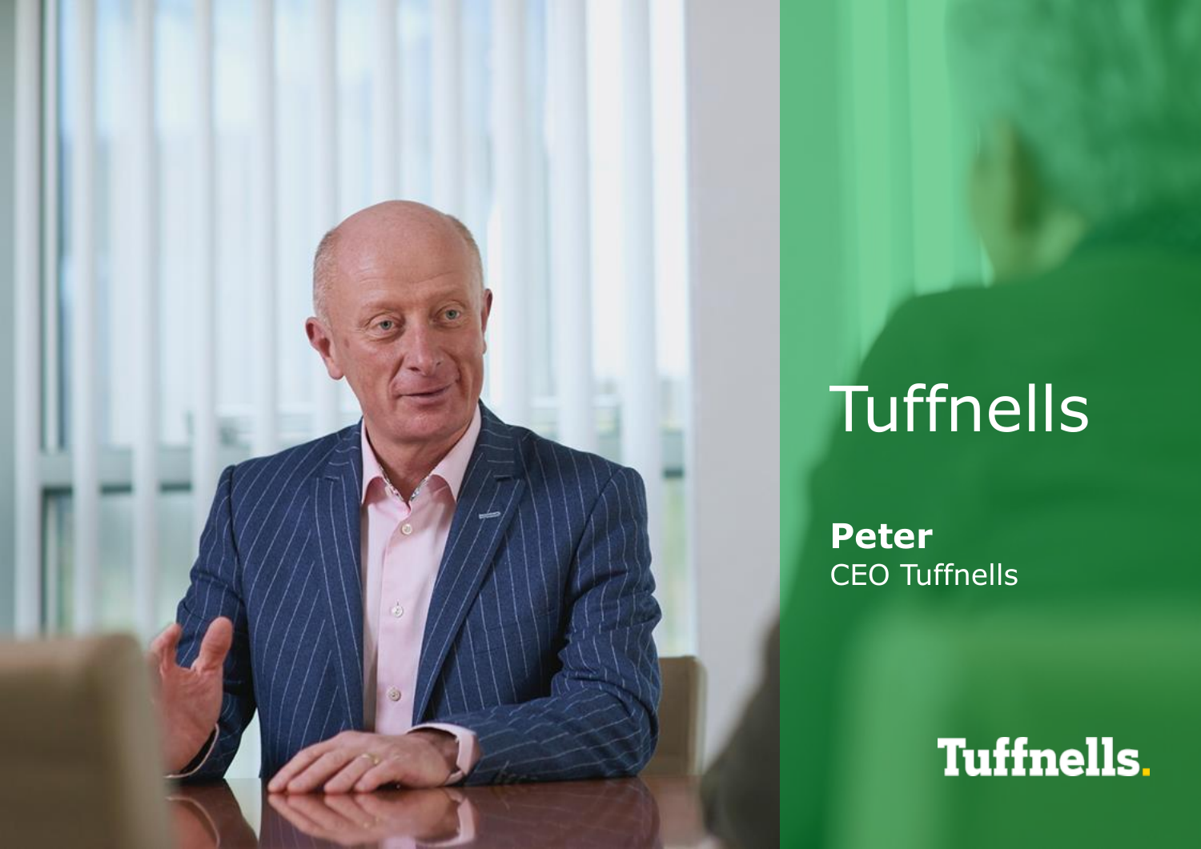# Tuffnells

**Peter**
CEO Tuffnells

Tuffnells.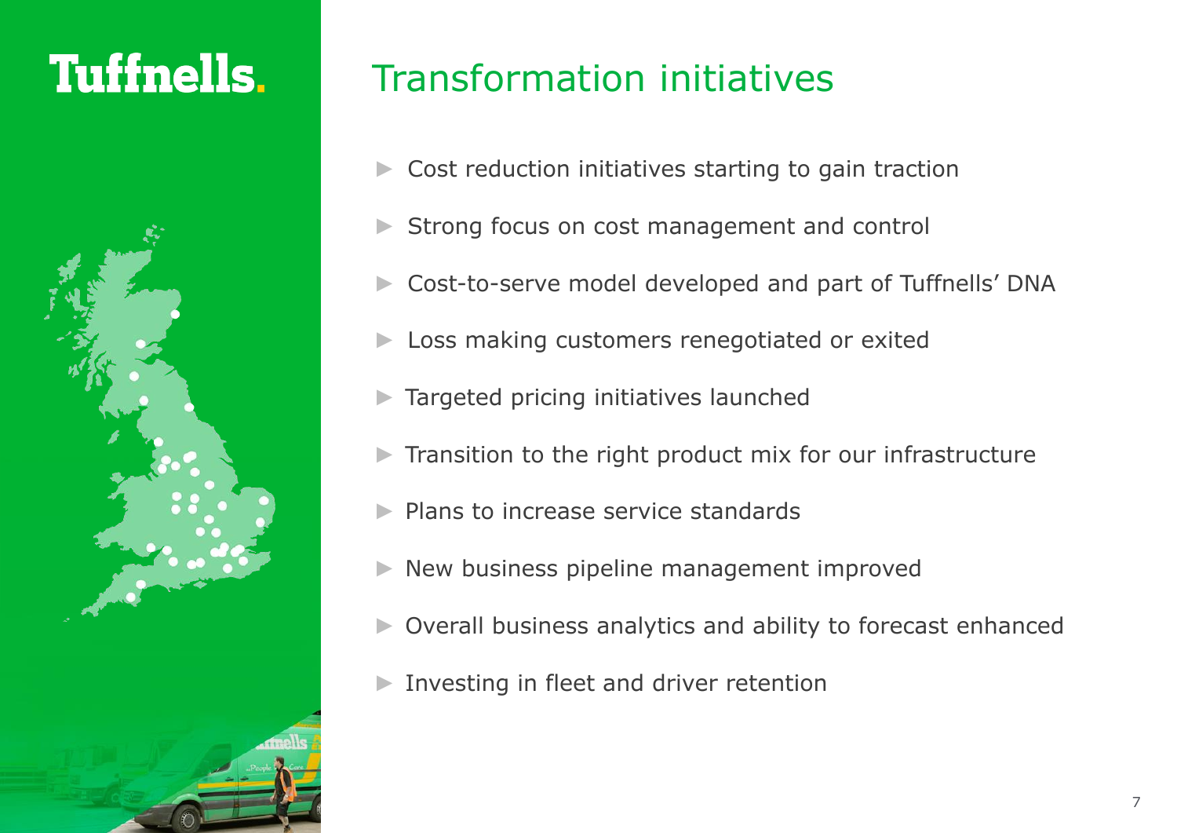Tuffnells.

# Transformation initiatives

- Cost reduction initiatives starting to gain traction
- Strong focus on cost management and control
- Cost-to-serve model developed and part of Tuffnells' DNA
- Loss making customers renegotiated or exited
- Targeted pricing initiatives launched
- Transition to the right product mix for our infrastructure
- Plans to increase service standards
- New business pipeline management improved
- Overall business analytics and ability to forecast enhanced
- Investing in fleet and driver retention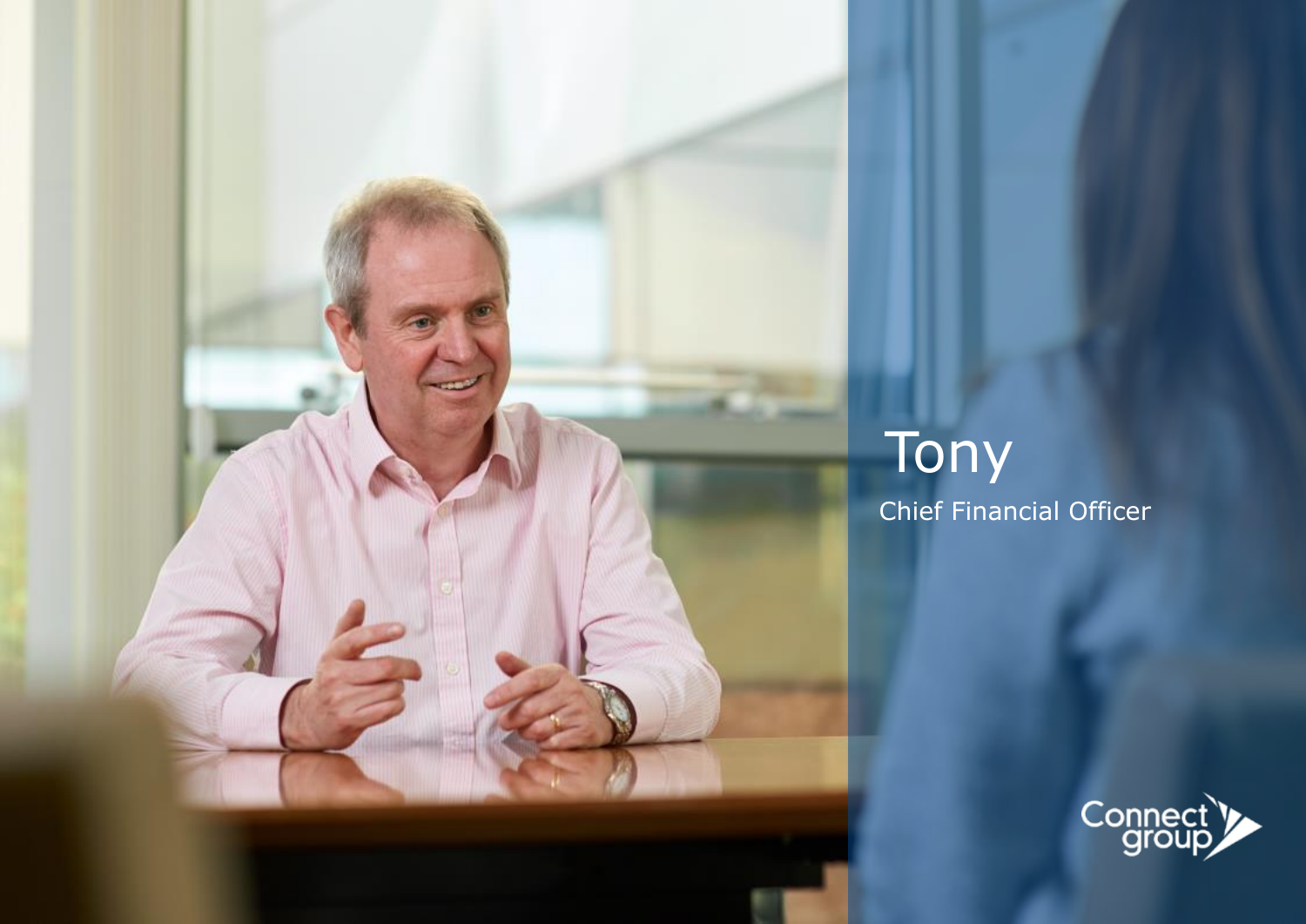# Tony

Chief Financial Officer

Connect group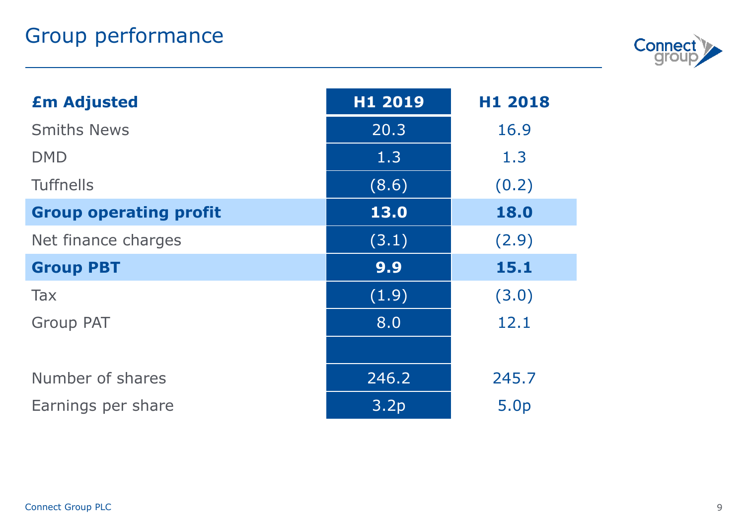# Group performance

| £m Adjusted | H1 2019 | H1 2018 |
|---|---|---|
| Smiths News | 20.3 | 16.9 |
| DMD | 1.3 | 1.3 |
| Tuffnells | (8.6) | (0.2) |
| **Group operating profit** | **13.0** | **18.0** |
| Net finance charges | (3.1) | (2.9) |
| **Group PBT** | **9.9** | **15.1** |
| Tax | (1.9) | (3.0) |
| Group PAT | 8.0 | 12.1 |
| | | |
| Number of shares | 246.2 | 245.7 |
| Earnings per share | 3.2p | 5.0p |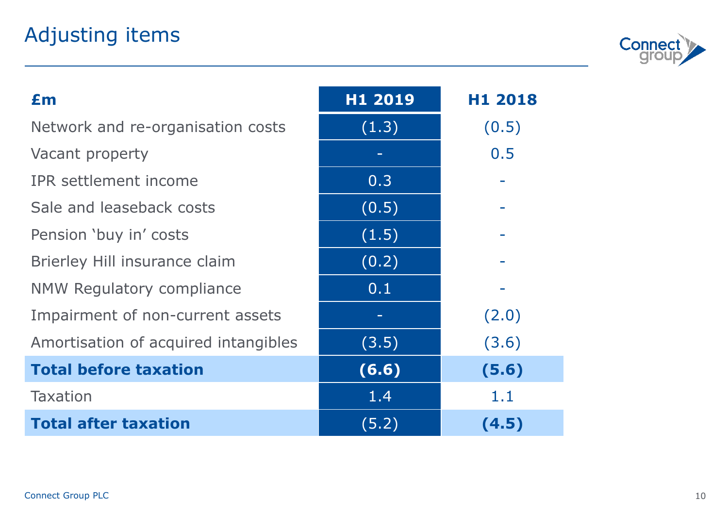# Adjusting items

| £m | H1 2019 | H1 2018 |
| --- | --- | --- |
| Network and re-organisation costs | (1.3) | (0.5) |
| Vacant property | - | 0.5 |
| IPR settlement income | 0.3 | - |
| Sale and leaseback costs | (0.5) | - |
| Pension 'buy in' costs | (1.5) | - |
| Brierley Hill insurance claim | (0.2) | - |
| NMW Regulatory compliance | 0.1 | - |
| Impairment of non-current assets | - | (2.0) |
| Amortisation of acquired intangibles | (3.5) | (3.6) |
| **Total before taxation** | **(6.6)** | **(5.6)** |
| Taxation | 1.4 | 1.1 |
| **Total after taxation** | (5.2) | **(4.5)** |

Connect Group PLC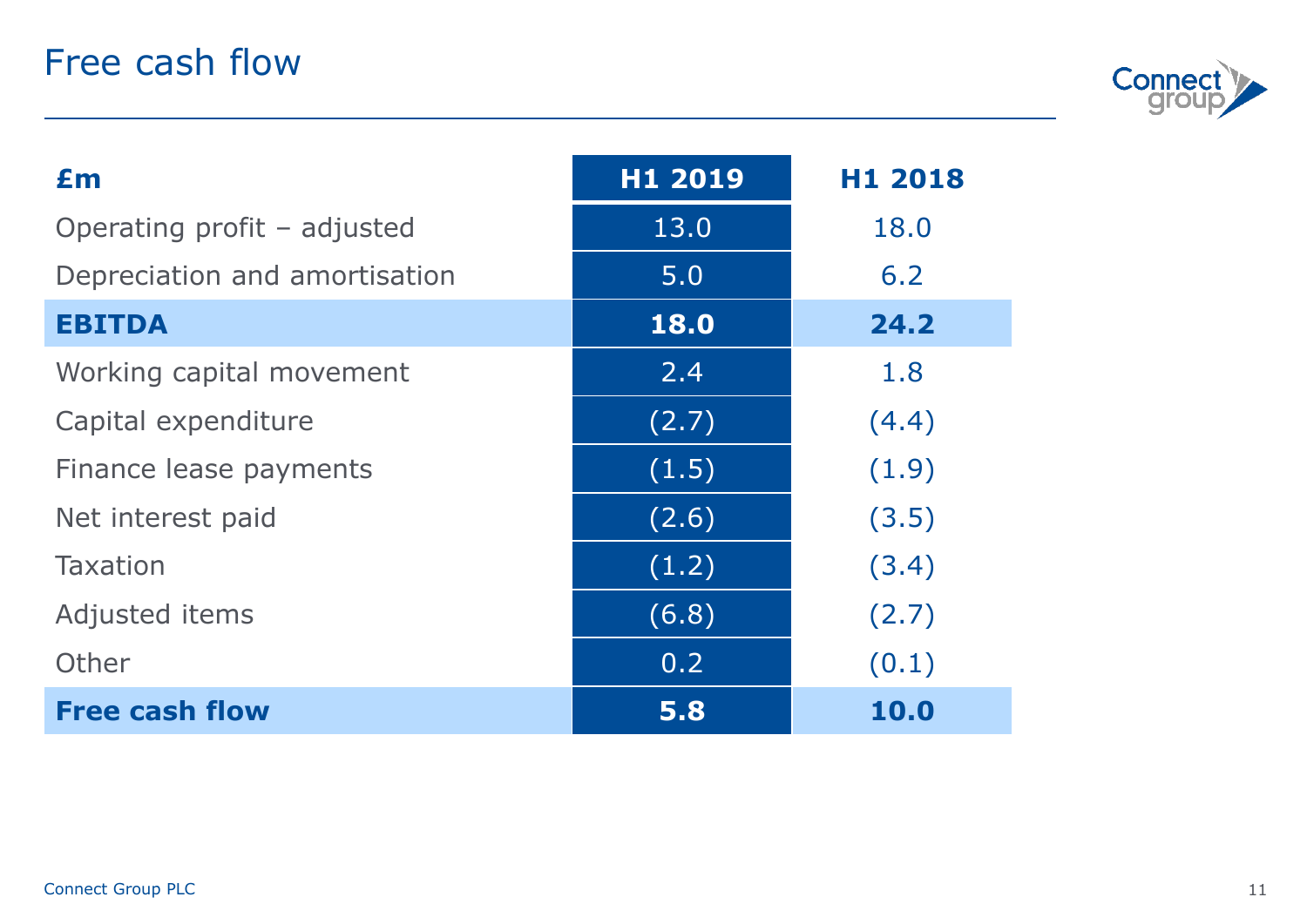# Free cash flow

| £m | H1 2019 | H1 2018 |
|---|---|---|
| Operating profit – adjusted | 13.0 | 18.0 |
| Depreciation and amortisation | 5.0 | 6.2 |
| **EBITDA** | **18.0** | **24.2** |
| Working capital movement | 2.4 | 1.8 |
| Capital expenditure | (2.7) | (4.4) |
| Finance lease payments | (1.5) | (1.9) |
| Net interest paid | (2.6) | (3.5) |
| Taxation | (1.2) | (3.4) |
| Adjusted items | (6.8) | (2.7) |
| Other | 0.2 | (0.1) |
| **Free cash flow** | **5.8** | **10.0** |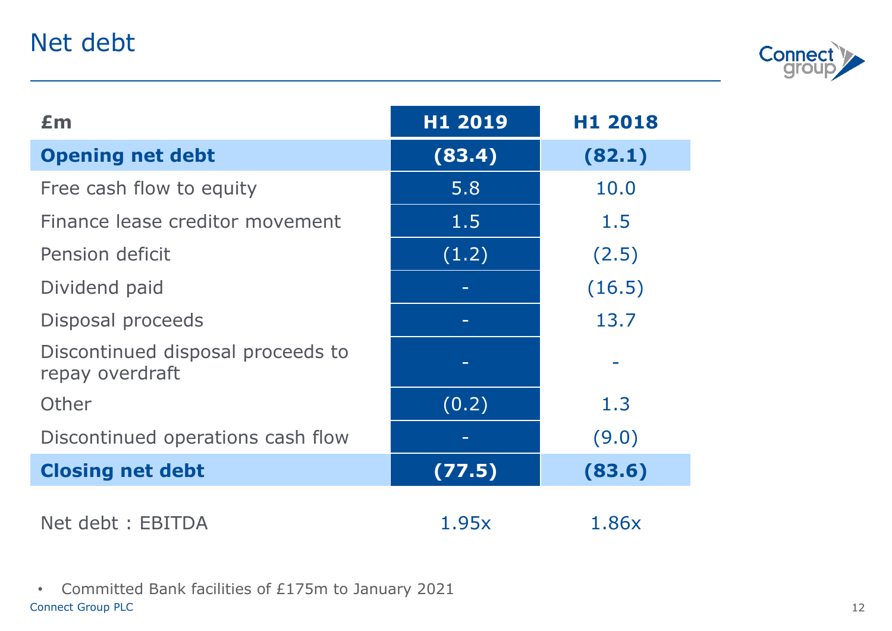# Net debt

| £m | H1 2019 | H1 2018 |
|---|---|---|
| **Opening net debt** | **(83.4)** | **(82.1)** |
| Free cash flow to equity | 5.8 | 10.0 |
| Finance lease creditor movement | 1.5 | 1.5 |
| Pension deficit | (1.2) | (2.5) |
| Dividend paid | - | (16.5) |
| Disposal proceeds | - | 13.7 |
| Discontinued disposal proceeds to repay overdraft | - | - |
| Other | (0.2) | 1.3 |
| Discontinued operations cash flow | - | (9.0) |
| **Closing net debt** | **(77.5)** | **(83.6)** |
| Net debt : EBITDA | 1.95x | 1.86x |

- Committed Bank facilities of £175m to January 2021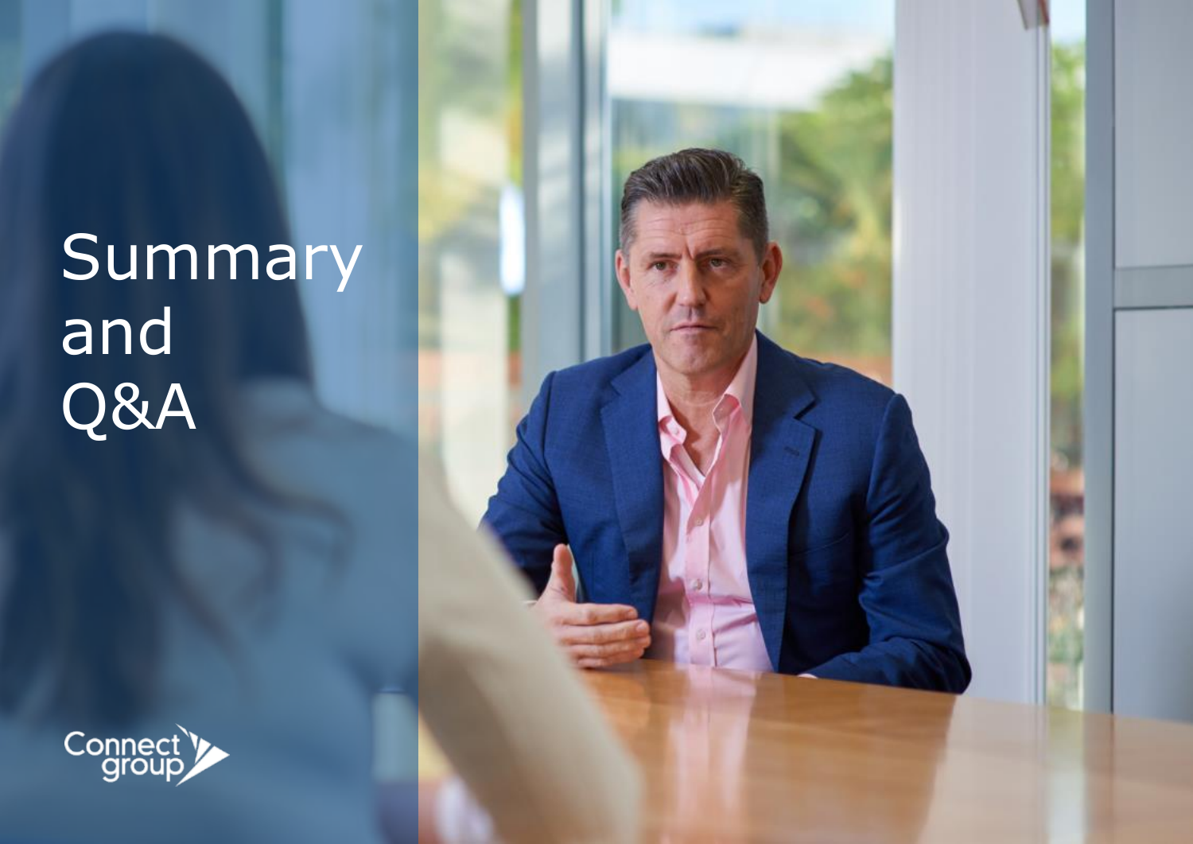# Summary and Q&A

Connect group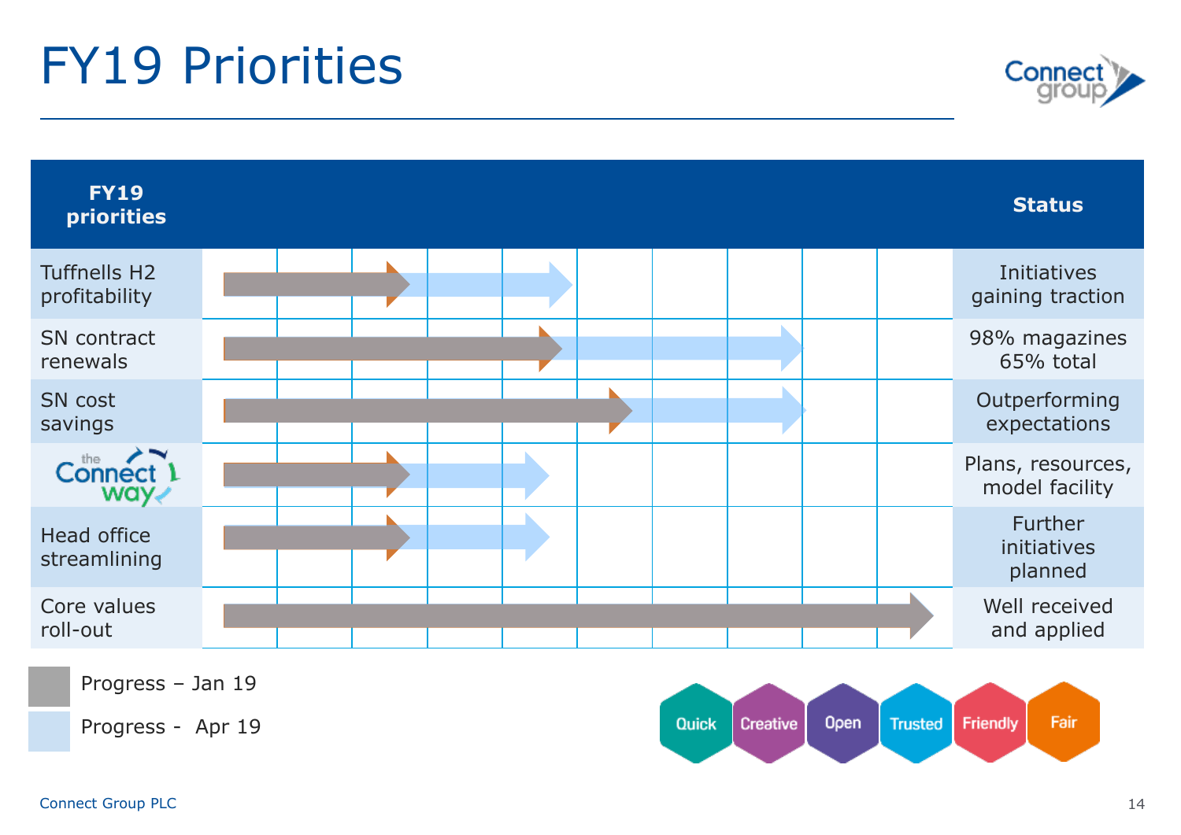# FY19 Priorities

| FY19 priorities | Status |
|---|---|
| Tuffnells H2 profitability | Initiatives gaining traction |
| SN contract renewals | 98% magazines 65% total |
| SN cost savings | Outperforming expectations |
| the Connect way | Plans, resources, model facility |
| Head office streamlining | Further initiatives planned |
| Core values roll-out | Well received and applied |

Progress – Jan 19

Progress - Apr 19

Quick | Creative | Open | Trusted | Friendly | Fair

Connect Group PLC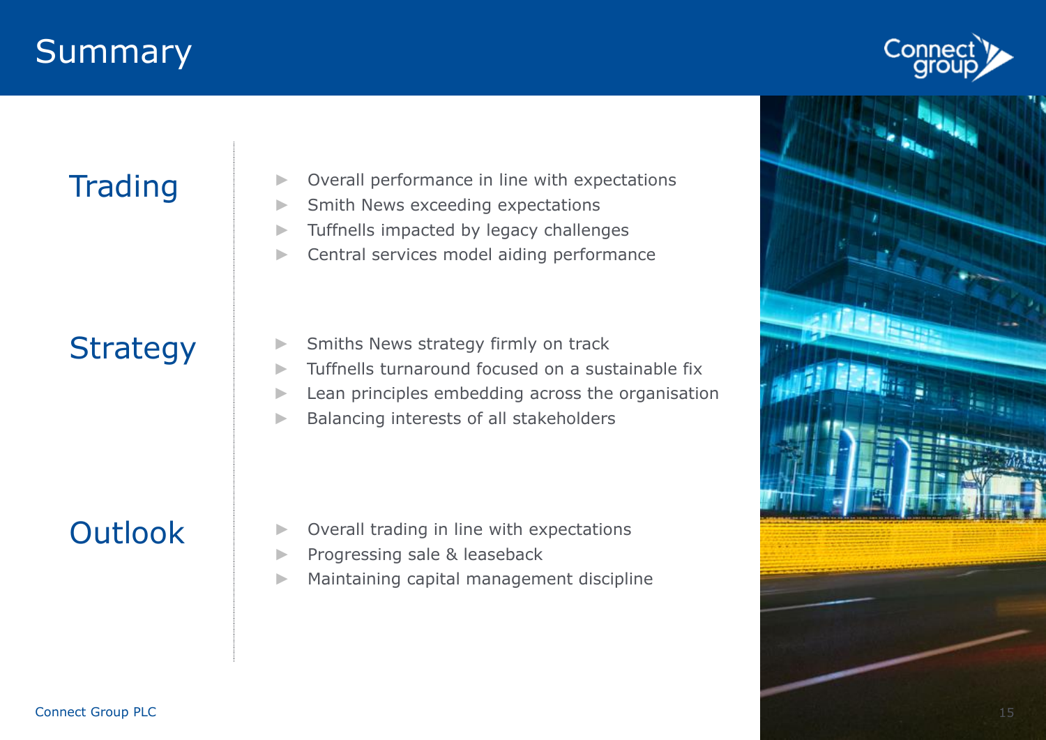# Summary

## Trading

- Overall performance in line with expectations
- Smith News exceeding expectations
- Tuffnells impacted by legacy challenges
- Central services model aiding performance

## Strategy

- Smiths News strategy firmly on track
- Tuffnells turnaround focused on a sustainable fix
- Lean principles embedding across the organisation
- Balancing interests of all stakeholders

## Outlook

- Overall trading in line with expectations
- Progressing sale & leaseback
- Maintaining capital management discipline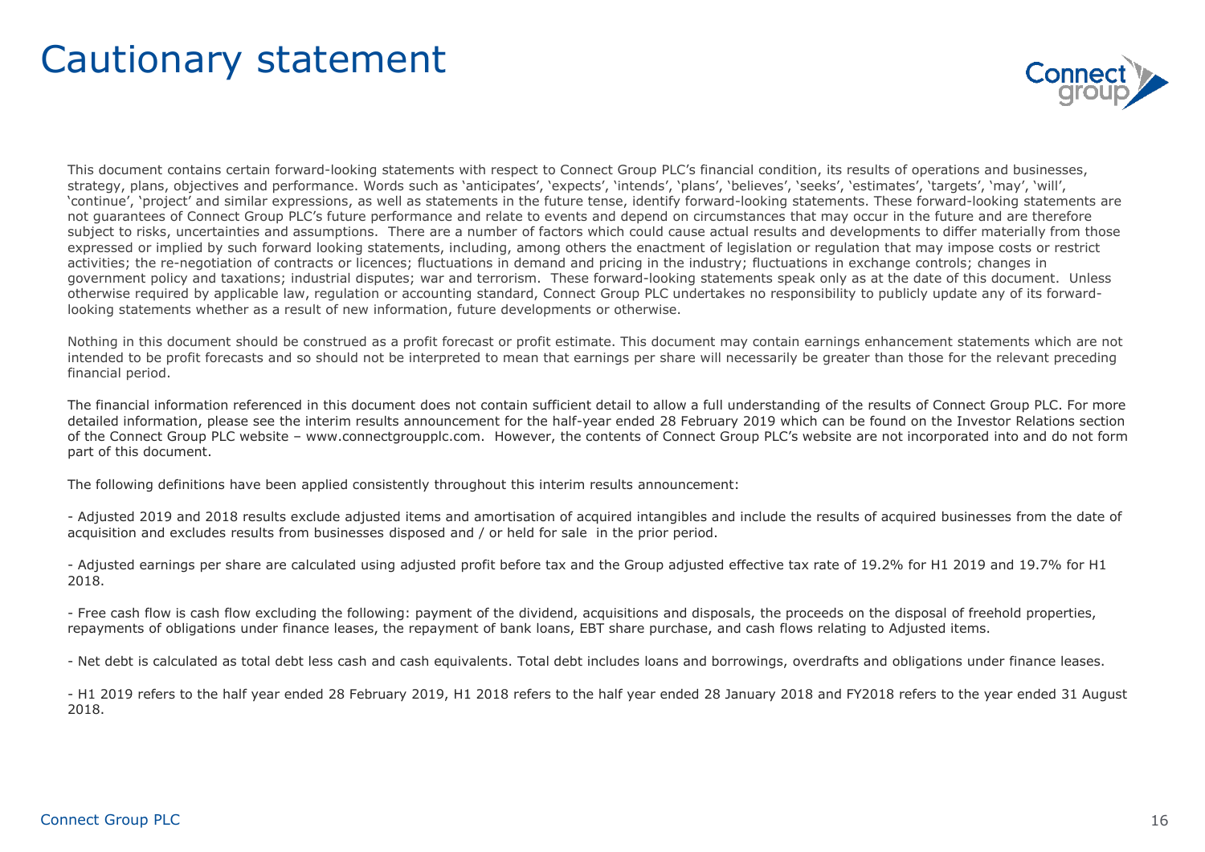# Cautionary statement

This document contains certain forward-looking statements with respect to Connect Group PLC's financial condition, its results of operations and businesses, strategy, plans, objectives and performance. Words such as 'anticipates', 'expects', 'intends', 'plans', 'believes', 'seeks', 'estimates', 'targets', 'may', 'will', 'continue', 'project' and similar expressions, as well as statements in the future tense, identify forward-looking statements. These forward-looking statements are not guarantees of Connect Group PLC's future performance and relate to events and depend on circumstances that may occur in the future and are therefore subject to risks, uncertainties and assumptions. There are a number of factors which could cause actual results and developments to differ materially from those expressed or implied by such forward looking statements, including, among others the enactment of legislation or regulation that may impose costs or restrict activities; the re-negotiation of contracts or licences; fluctuations in demand and pricing in the industry; fluctuations in exchange controls; changes in government policy and taxations; industrial disputes; war and terrorism. These forward-looking statements speak only as at the date of this document. Unless otherwise required by applicable law, regulation or accounting standard, Connect Group PLC undertakes no responsibility to publicly update any of its forward-looking statements whether as a result of new information, future developments or otherwise.

Nothing in this document should be construed as a profit forecast or profit estimate. This document may contain earnings enhancement statements which are not intended to be profit forecasts and so should not be interpreted to mean that earnings per share will necessarily be greater than those for the relevant preceding financial period.

The financial information referenced in this document does not contain sufficient detail to allow a full understanding of the results of Connect Group PLC. For more detailed information, please see the interim results announcement for the half-year ended 28 February 2019 which can be found on the Investor Relations section of the Connect Group PLC website – www.connectgroupplc.com. However, the contents of Connect Group PLC's website are not incorporated into and do not form part of this document.

The following definitions have been applied consistently throughout this interim results announcement:

- Adjusted 2019 and 2018 results exclude adjusted items and amortisation of acquired intangibles and include the results of acquired businesses from the date of acquisition and excludes results from businesses disposed and / or held for sale in the prior period.

- Adjusted earnings per share are calculated using adjusted profit before tax and the Group adjusted effective tax rate of 19.2% for H1 2019 and 19.7% for H1 2018.

- Free cash flow is cash flow excluding the following: payment of the dividend, acquisitions and disposals, the proceeds on the disposal of freehold properties, repayments of obligations under finance leases, the repayment of bank loans, EBT share purchase, and cash flows relating to Adjusted items.

- Net debt is calculated as total debt less cash and cash equivalents. Total debt includes loans and borrowings, overdrafts and obligations under finance leases.

- H1 2019 refers to the half year ended 28 February 2019, H1 2018 refers to the half year ended 28 January 2018 and FY2018 refers to the year ended 31 August 2018.